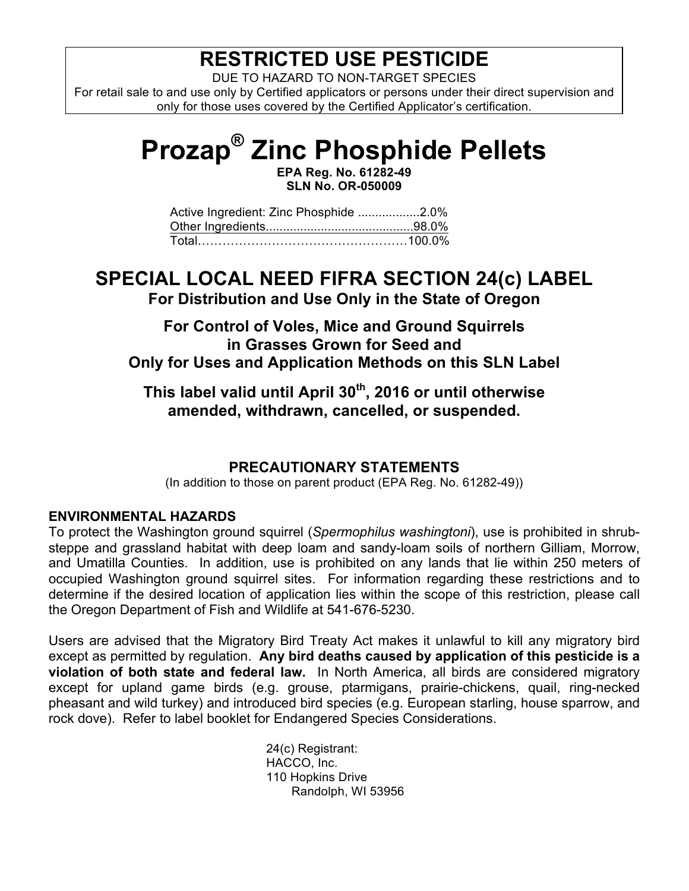# RESTRICTED USE PESTICIDE

DUE TO HAZARD TO NON-TARGET SPECIES

For retail sale to and use only by Certified applicators or persons under their direct supervision and only for those uses covered by the Certified Applicator's certification.

# Prozap® Zinc Phosphide Pellets

**EPA Reg. No. 61282-49**
**SLN No. OR-050009**

| | |
|---|---|
| Active Ingredient: Zinc Phosphide | 2.0% |
| Other Ingredients | 98.0% |
| Total | 100.0% |

## SPECIAL LOCAL NEED FIFRA SECTION 24(c) LABEL

**For Distribution and Use Only in the State of Oregon**

**For Control of Voles, Mice and Ground Squirrels in Grasses Grown for Seed and Only for Uses and Application Methods on this SLN Label**

**This label valid until April 30th, 2016 or until otherwise amended, withdrawn, cancelled, or suspended.**

### PRECAUTIONARY STATEMENTS

(In addition to those on parent product (EPA Reg. No. 61282-49))

**ENVIRONMENTAL HAZARDS**

To protect the Washington ground squirrel (*Spermophilus washingtoni*), use is prohibited in shrub-steppe and grassland habitat with deep loam and sandy-loam soils of northern Gilliam, Morrow, and Umatilla Counties. In addition, use is prohibited on any lands that lie within 250 meters of occupied Washington ground squirrel sites. For information regarding these restrictions and to determine if the desired location of application lies within the scope of this restriction, please call the Oregon Department of Fish and Wildlife at 541-676-5230.

Users are advised that the Migratory Bird Treaty Act makes it unlawful to kill any migratory bird except as permitted by regulation. **Any bird deaths caused by application of this pesticide is a violation of both state and federal law.** In North America, all birds are considered migratory except for upland game birds (e.g. grouse, ptarmigans, prairie-chickens, quail, ring-necked pheasant and wild turkey) and introduced bird species (e.g. European starling, house sparrow, and rock dove). Refer to label booklet for Endangered Species Considerations.

24(c) Registrant:
HACCO, Inc.
110 Hopkins Drive
Randolph, WI 53956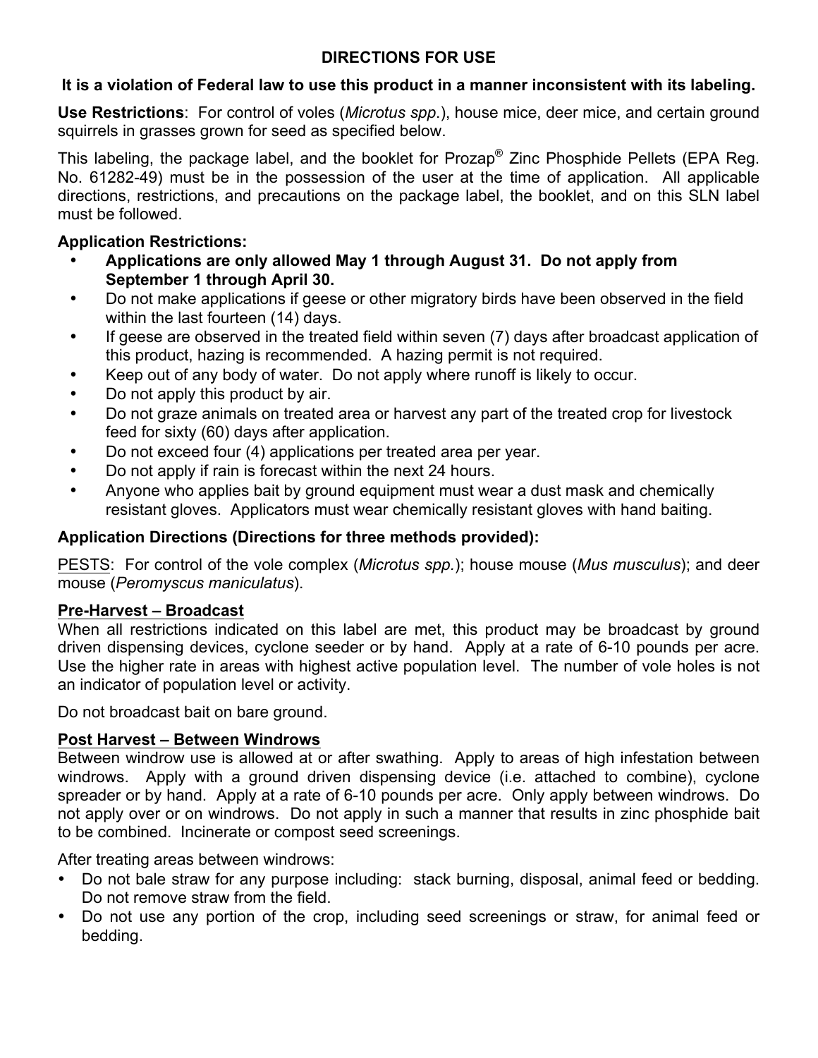## DIRECTIONS FOR USE

**It is a violation of Federal law to use this product in a manner inconsistent with its labeling.**

**Use Restrictions**: For control of voles (*Microtus spp.*), house mice, deer mice, and certain ground squirrels in grasses grown for seed as specified below.

This labeling, the package label, and the booklet for Prozap® Zinc Phosphide Pellets (EPA Reg. No. 61282-49) must be in the possession of the user at the time of application. All applicable directions, restrictions, and precautions on the package label, the booklet, and on this SLN label must be followed.

**Application Restrictions:**

- **Applications are only allowed May 1 through August 31. Do not apply from September 1 through April 30.**
- Do not make applications if geese or other migratory birds have been observed in the field within the last fourteen (14) days.
- If geese are observed in the treated field within seven (7) days after broadcast application of this product, hazing is recommended. A hazing permit is not required.
- Keep out of any body of water. Do not apply where runoff is likely to occur.
- Do not apply this product by air.
- Do not graze animals on treated area or harvest any part of the treated crop for livestock feed for sixty (60) days after application.
- Do not exceed four (4) applications per treated area per year.
- Do not apply if rain is forecast within the next 24 hours.
- Anyone who applies bait by ground equipment must wear a dust mask and chemically resistant gloves. Applicators must wear chemically resistant gloves with hand baiting.

**Application Directions (Directions for three methods provided):**

PESTS: For control of the vole complex (*Microtus spp.*); house mouse (*Mus musculus*); and deer mouse (*Peromyscus maniculatus*).

**Pre-Harvest – Broadcast**

When all restrictions indicated on this label are met, this product may be broadcast by ground driven dispensing devices, cyclone seeder or by hand. Apply at a rate of 6-10 pounds per acre. Use the higher rate in areas with highest active population level. The number of vole holes is not an indicator of population level or activity.

Do not broadcast bait on bare ground.

**Post Harvest – Between Windrows**

Between windrow use is allowed at or after swathing. Apply to areas of high infestation between windrows. Apply with a ground driven dispensing device (i.e. attached to combine), cyclone spreader or by hand. Apply at a rate of 6-10 pounds per acre. Only apply between windrows. Do not apply over or on windrows. Do not apply in such a manner that results in zinc phosphide bait to be combined. Incinerate or compost seed screenings.

After treating areas between windrows:

- Do not bale straw for any purpose including: stack burning, disposal, animal feed or bedding. Do not remove straw from the field.
- Do not use any portion of the crop, including seed screenings or straw, for animal feed or bedding.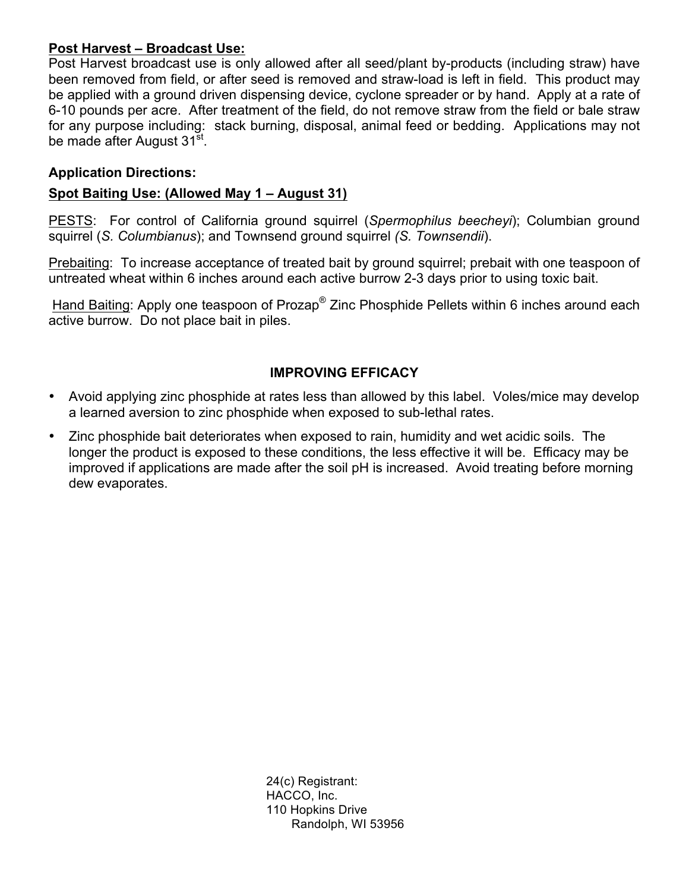**<u>Post Harvest – Broadcast Use:</u>**

Post Harvest broadcast use is only allowed after all seed/plant by-products (including straw) have been removed from field, or after seed is removed and straw-load is left in field. This product may be applied with a ground driven dispensing device, cyclone spreader or by hand. Apply at a rate of 6-10 pounds per acre. After treatment of the field, do not remove straw from the field or bale straw for any purpose including: stack burning, disposal, animal feed or bedding. Applications may not be made after August 31st.

**Application Directions:**

**<u>Spot Baiting Use: (Allowed May 1 – August 31)</u>**

<u>PESTS</u>: For control of California ground squirrel (*Spermophilus beecheyi*); Columbian ground squirrel (*S. Columbianus*); and Townsend ground squirrel *(S. Townsendii*).

<u>Prebaiting</u>: To increase acceptance of treated bait by ground squirrel; prebait with one teaspoon of untreated wheat within 6 inches around each active burrow 2-3 days prior to using toxic bait.

<u>Hand Baiting</u>: Apply one teaspoon of Prozap® Zinc Phosphide Pellets within 6 inches around each active burrow. Do not place bait in piles.

**IMPROVING EFFICACY**

- Avoid applying zinc phosphide at rates less than allowed by this label. Voles/mice may develop a learned aversion to zinc phosphide when exposed to sub-lethal rates.
- Zinc phosphide bait deteriorates when exposed to rain, humidity and wet acidic soils. The longer the product is exposed to these conditions, the less effective it will be. Efficacy may be improved if applications are made after the soil pH is increased. Avoid treating before morning dew evaporates.

24(c) Registrant:
HACCO, Inc.
110 Hopkins Drive
Randolph, WI 53956